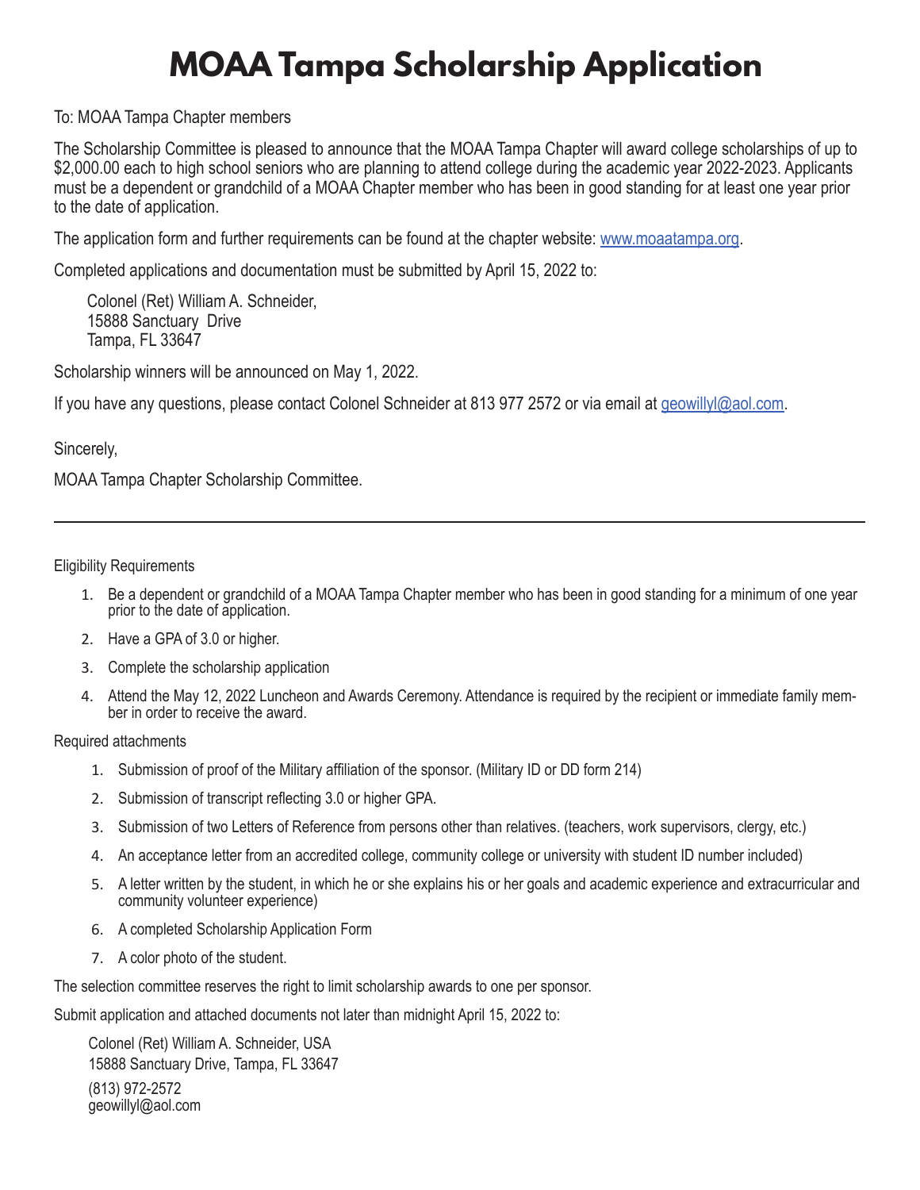# MOAA Tampa Scholarship Application

To: MOAA Tampa Chapter members

The Scholarship Committee is pleased to announce that the MOAA Tampa Chapter will award college scholarships of up to $2,000.00 each to high school seniors who are planning to attend college during the academic year 2022-2023. Applicants must be a dependent or grandchild of a MOAA Chapter member who has been in good standing for at least one year prior to the date of application.

The application form and further requirements can be found at the chapter website: www.moaatampa.org.

Completed applications and documentation must be submitted by April 15, 2022 to:

Colonel (Ret) William A. Schneider,  
15888 Sanctuary Drive  
Tampa, FL 33647

Scholarship winners will be announced on May 1, 2022.

If you have any questions, please contact Colonel Schneider at 813 977 2572 or via email at geowillyl@aol.com.

Sincerely,

MOAA Tampa Chapter Scholarship Committee.

---

Eligibility Requirements

1. Be a dependent or grandchild of a MOAA Tampa Chapter member who has been in good standing for a minimum of one year prior to the date of application.
2. Have a GPA of 3.0 or higher.
3. Complete the scholarship application
4. Attend the May 12, 2022 Luncheon and Awards Ceremony. Attendance is required by the recipient or immediate family member in order to receive the award.

Required attachments

1. Submission of proof of the Military affiliation of the sponsor. (Military ID or DD form 214)
2. Submission of transcript reflecting 3.0 or higher GPA.
3. Submission of two Letters of Reference from persons other than relatives. (teachers, work supervisors, clergy, etc.)
4. An acceptance letter from an accredited college, community college or university with student ID number included)
5. A letter written by the student, in which he or she explains his or her goals and academic experience and extracurricular and community volunteer experience)
6. A completed Scholarship Application Form
7. A color photo of the student.

The selection committee reserves the right to limit scholarship awards to one per sponsor.

Submit application and attached documents not later than midnight April 15, 2022 to:

Colonel (Ret) William A. Schneider, USA  
15888 Sanctuary Drive, Tampa, FL 33647  
(813) 972-2572  
geowillyl@aol.com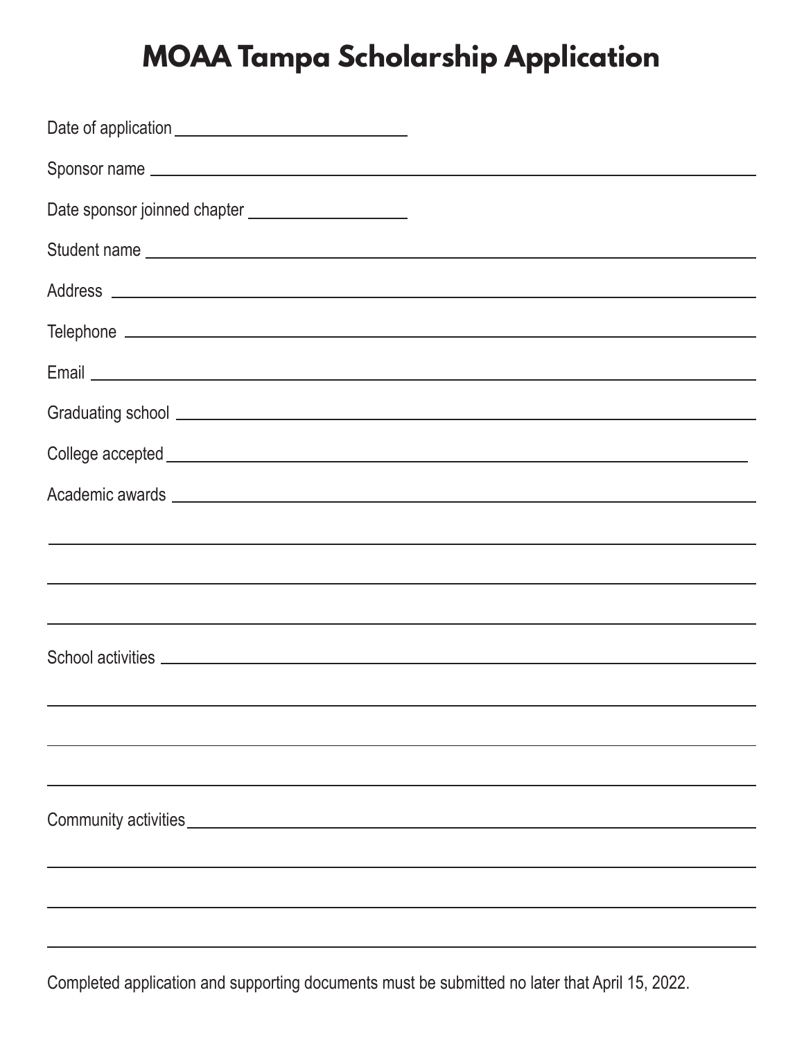# MOAA Tampa Scholarship Application

Date of application ______________________

Sponsor name ______________________________________________

Date sponsor joinned chapter ________________

Student name ______________________________________________

Address ______________________________________________

Telephone ______________________________________________

Email ______________________________________________

Graduating school ______________________________________________

College accepted ______________________________________________

Academic awards ______________________________________________

______________________________________________

______________________________________________

______________________________________________

School activities ______________________________________________

______________________________________________

______________________________________________

______________________________________________

Community activities ______________________________________________

______________________________________________

______________________________________________

______________________________________________

Completed application and supporting documents must be submitted no later that April 15, 2022.